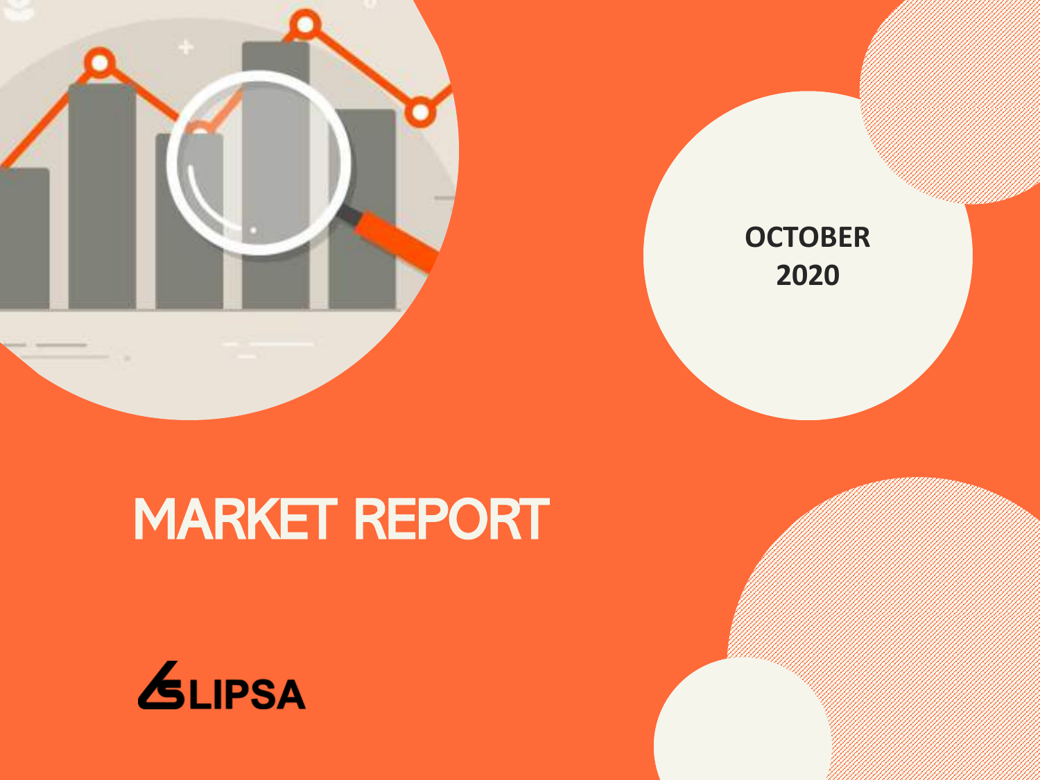OCTOBER 2020

# MARKET REPORT

LIPSA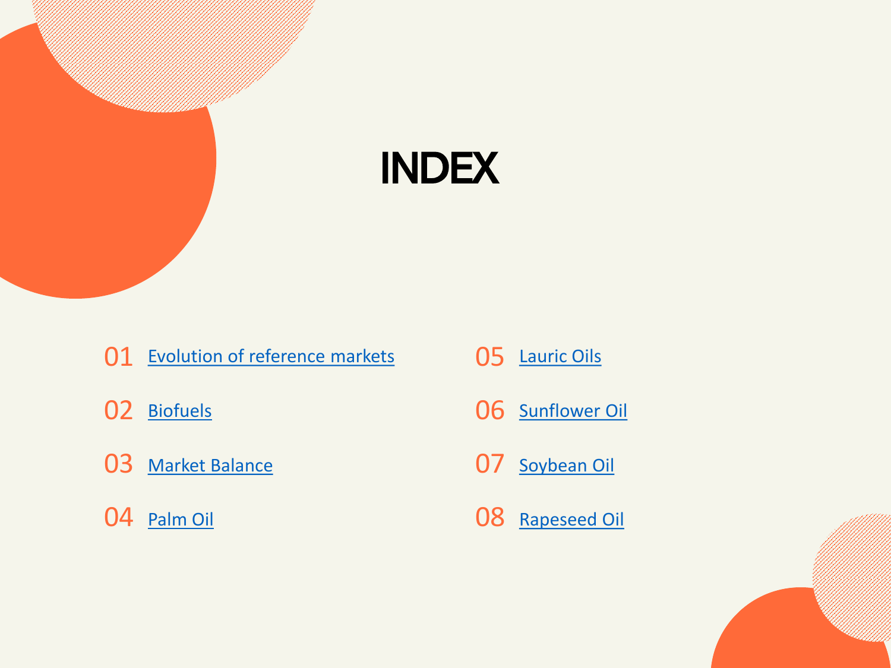# INDEX

01 Evolution of reference markets

02 Biofuels

03 Market Balance

04 Palm Oil

05 Lauric Oils

06 Sunflower Oil

07 Soybean Oil

08 Rapeseed Oil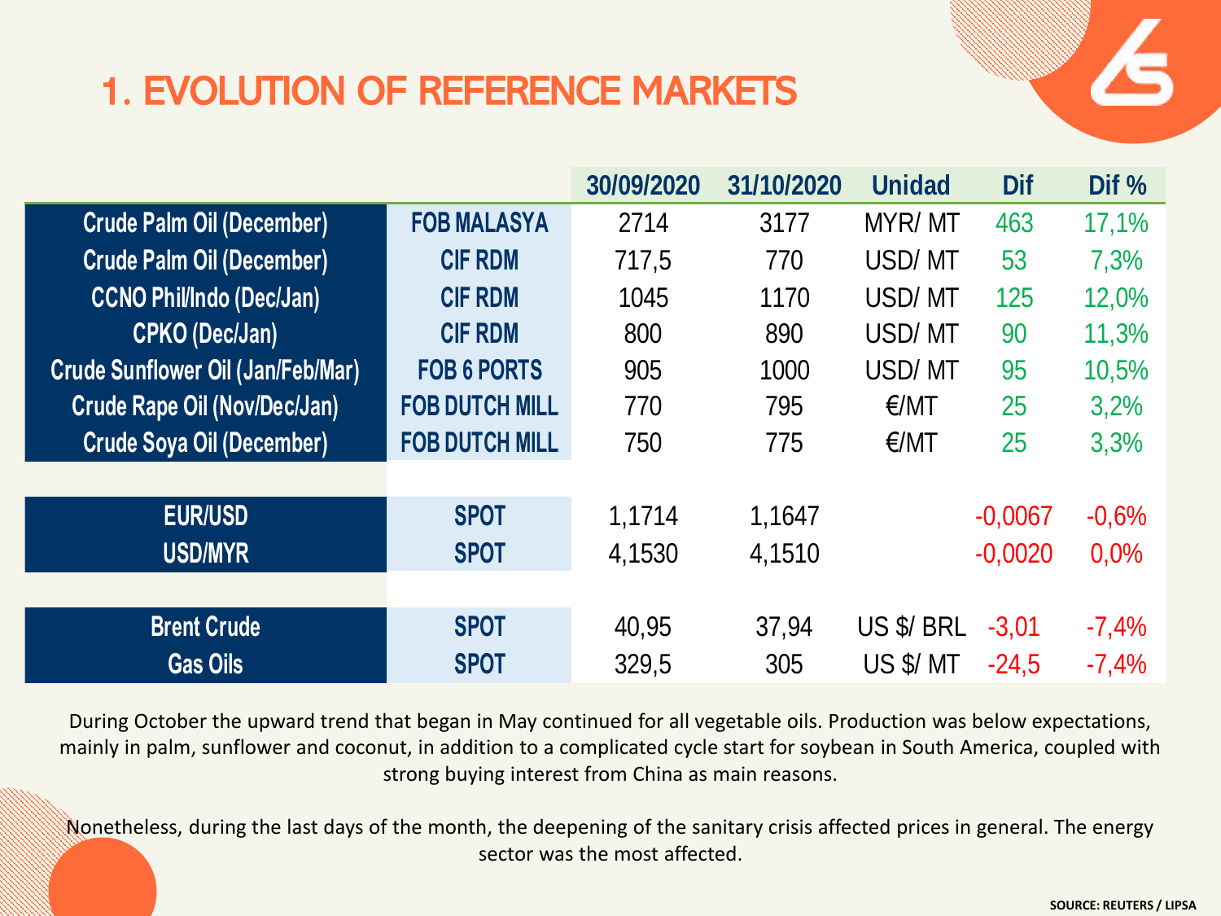# 1. EVOLUTION OF REFERENCE MARKETS

| | | 30/09/2020 | 31/10/2020 | Unidad | Dif | Dif % |
|---|---|---|---|---|---|---|
| Crude Palm Oil (December) | FOB MALASYA | 2714 | 3177 | MYR/ MT | 463 | 17,1% |
| Crude Palm Oil (December) | CIF RDM | 717,5 | 770 | USD/ MT | 53 | 7,3% |
| CCNO Phil/Indo (Dec/Jan) | CIF RDM | 1045 | 1170 | USD/ MT | 125 | 12,0% |
| CPKO (Dec/Jan) | CIF RDM | 800 | 890 | USD/ MT | 90 | 11,3% |
| Crude Sunflower Oil (Jan/Feb/Mar) | FOB 6 PORTS | 905 | 1000 | USD/ MT | 95 | 10,5% |
| Crude Rape Oil (Nov/Dec/Jan) | FOB DUTCH MILL | 770 | 795 | €/MT | 25 | 3,2% |
| Crude Soya Oil (December) | FOB DUTCH MILL | 750 | 775 | €/MT | 25 | 3,3% |
| | | | | | | |
| EUR/USD | SPOT | 1,1714 | 1,1647 | | -0,0067 | -0,6% |
| USD/MYR | SPOT | 4,1530 | 4,1510 | | -0,0020 | 0,0% |
| | | | | | | |
| Brent Crude | SPOT | 40,95 | 37,94 | US $/ BRL | -3,01 | -7,4% |
| Gas Oils | SPOT | 329,5 | 305 | US $/ MT | -24,5 | -7,4% |

During October the upward trend that began in May continued for all vegetable oils. Production was below expectations, mainly in palm, sunflower and coconut, in addition to a complicated cycle start for soybean in South America, coupled with strong buying interest from China as main reasons.

Nonetheless, during the last days of the month, the deepening of the sanitary crisis affected prices in general. The energy sector was the most affected.

SOURCE: REUTERS / LIPSA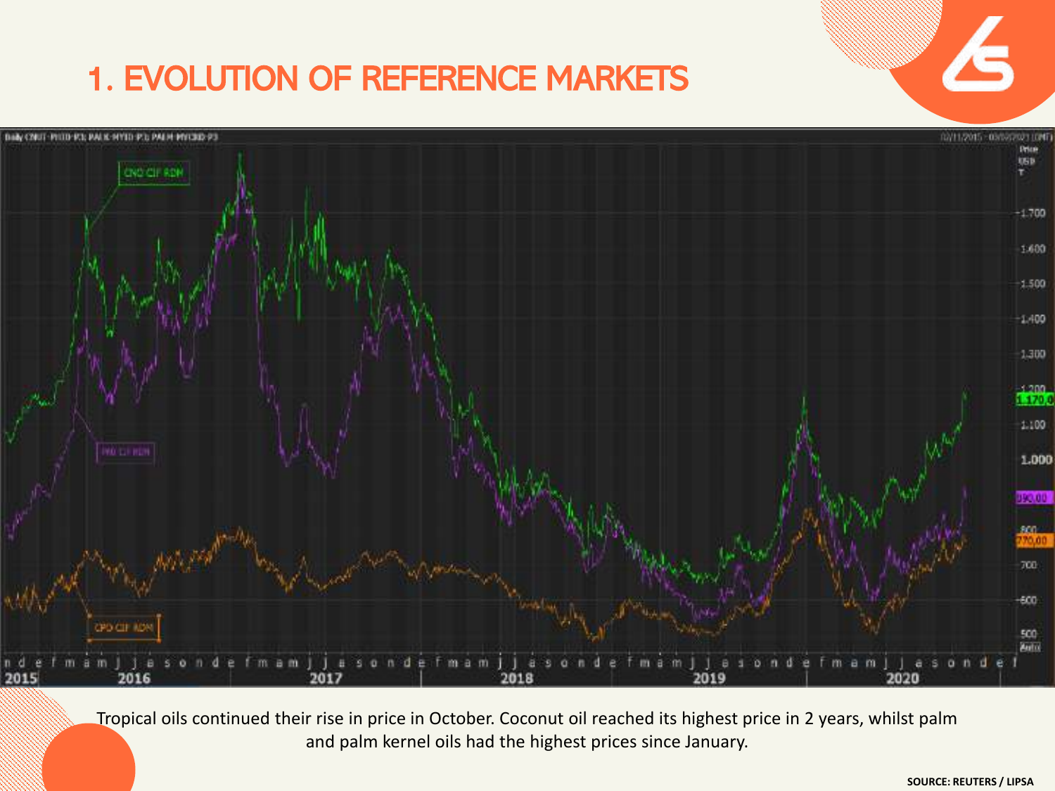# 1. EVOLUTION OF REFERENCE MARKETS

Tropical oils continued their rise in price in October. Coconut oil reached its highest price in 2 years, whilst palm and palm kernel oils had the highest prices since January.

SOURCE: REUTERS / LIPSA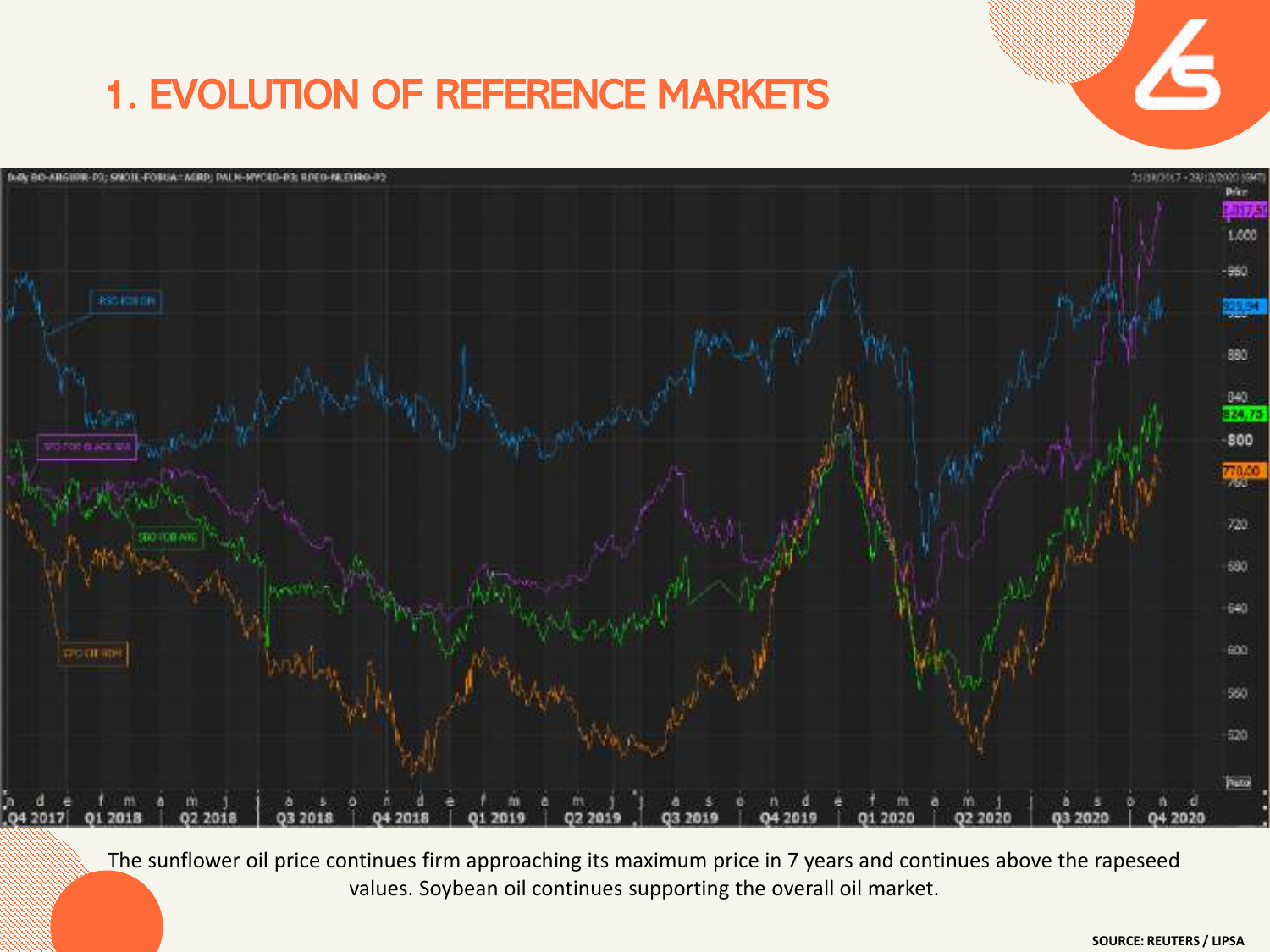# 1. EVOLUTION OF REFERENCE MARKETS

The sunflower oil price continues firm approaching its maximum price in 7 years and continues above the rapeseed values. Soybean oil continues supporting the overall oil market.

SOURCE: REUTERS / LIPSA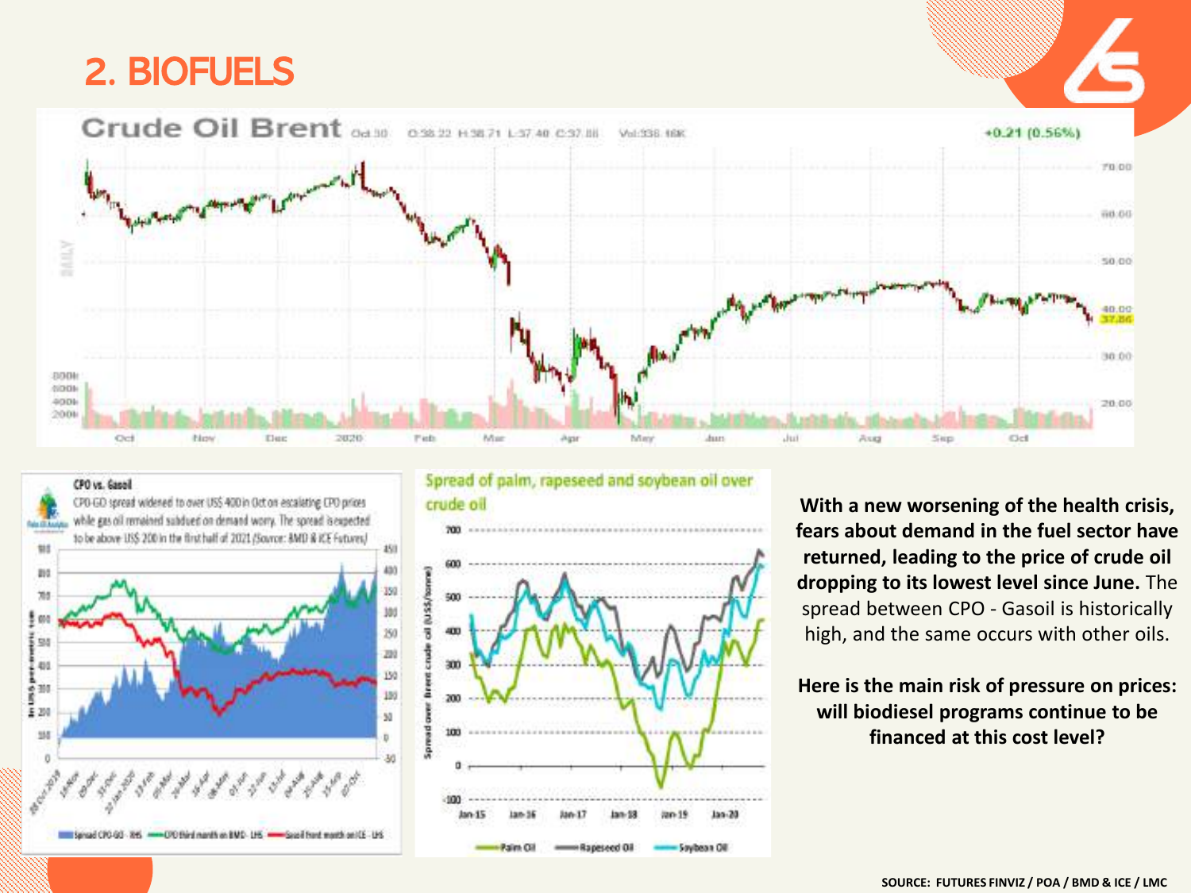# 2. BIOFUELS

**With a new worsening of the health crisis, fears about demand in the fuel sector have returned, leading to the price of crude oil dropping to its lowest level since June.** The spread between CPO - Gasoil is historically high, and the same occurs with other oils.

**Here is the main risk of pressure on prices: will biodiesel programs continue to be financed at this cost level?**

SOURCE: FUTURES FINVIZ / POA / BMD & ICE / LMC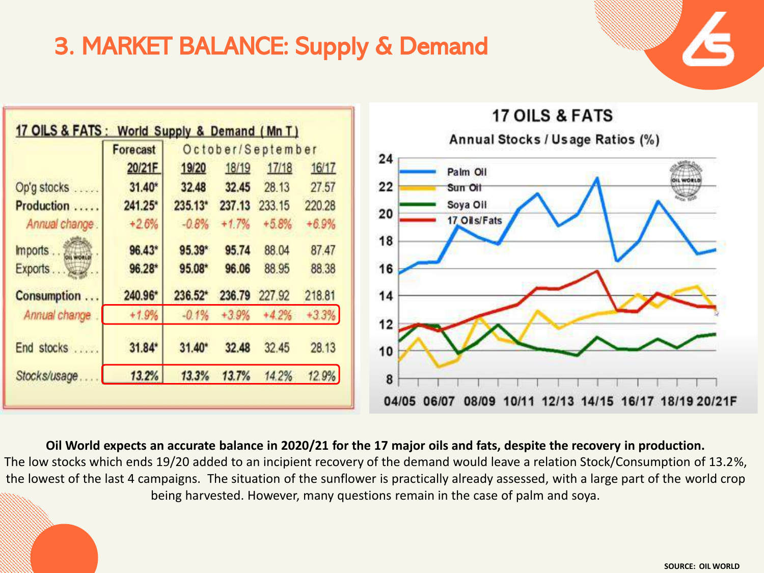# 3. MARKET BALANCE: Supply & Demand

**17 OILS & FATS : World Supply & Demand ( Mn T )**

| | Forecast | October/September | | | |
|---|---|---|---|---|---|
| | 20/21F | 19/20 | 18/19 | 17/18 | 16/17 |
| Op'g stocks | 31.40* | 32.48 | 32.45 | 28.13 | 27.57 |
| Production | 241.25* | 235.13* | 237.13 | 233.15 | 220.28 |
| *Annual change* | *+2.6%* | *-0.8%* | *+1.7%* | *+5.8%* | *+6.9%* |
| Imports | 96.43* | 95.39* | 95.74 | 88.04 | 87.47 |
| Exports | 96.28* | 95.08* | 96.06 | 88.95 | 88.38 |
| Consumption | 240.96* | 236.52* | 236.79 | 227.92 | 218.81 |
| *Annual change* | *+1.9%* | *-0.1%* | *+3.9%* | *+4.2%* | *+3.3%* |
| End stocks | 31.84* | 31.40* | 32.48 | 32.45 | 28.13 |
| *Stocks/usage* | *13.2%* | *13.3%* | *13.7%* | *14.2%* | *12.9%* |

**17 OILS & FATS**

Annual Stocks / Usage Ratios (%)

**Oil World expects an accurate balance in 2020/21 for the 17 major oils and fats, despite the recovery in production.**
The low stocks which ends 19/20 added to an incipient recovery of the demand would leave a relation Stock/Consumption of 13.2%, the lowest of the last 4 campaigns. The situation of the sunflower is practically already assessed, with a large part of the world crop being harvested. However, many questions remain in the case of palm and soya.

SOURCE: OIL WORLD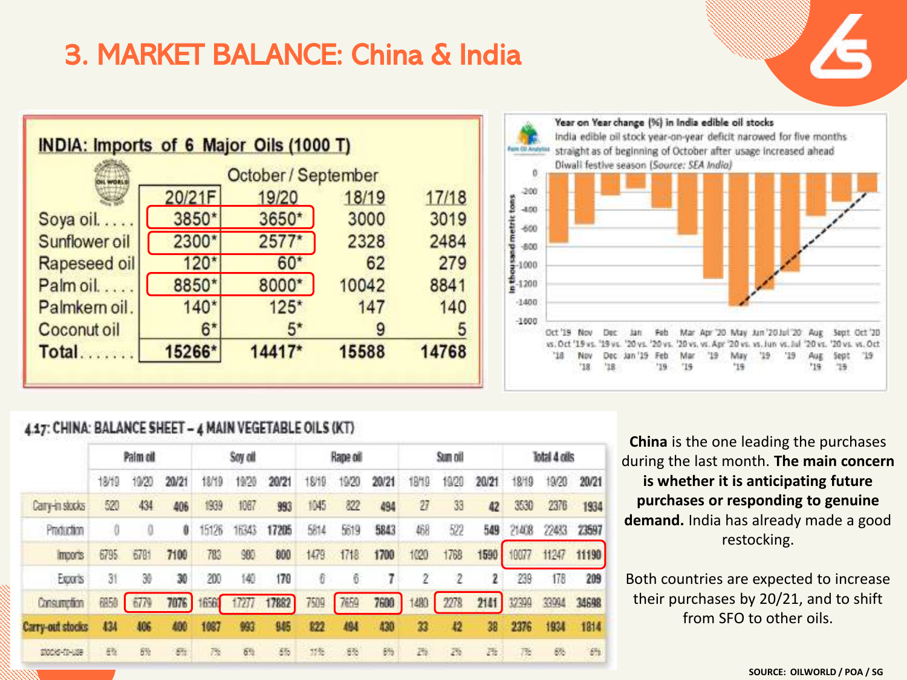# 3. MARKET BALANCE: China & India

**INDIA: Imports of 6 Major Oils (1000 T)**

October / September

| | 20/21F | 19/20 | 18/19 | 17/18 |
|---|---|---|---|---|
| Soya oil. . . . | 3850* | 3650* | 3000 | 3019 |
| Sunflower oil | 2300* | 2577* | 2328 | 2484 |
| Rapeseed oil | 120* | 60* | 62 | 279 |
| Palm oil. . . . | 8850* | 8000* | 10042 | 8841 |
| Palmkern oil. | 140* | 125* | 147 | 140 |
| Coconut oil | 6* | 5* | 9 | 5 |
| Total. . . . . . . | 15266* | 14417* | 15588 | 14768 |

**Year on Year change (%) in India edible oil stocks**

India edible oil stock year-on-year deficit narowed for five months straight as of beginning of October after usage increased ahead Diwali festive season (Source: SEA India)

**4.17: CHINA: BALANCE SHEET – 4 MAIN VEGETABLE OILS (KT)**

| | Palm oil | | | Soy oil | | | Rape oil | | | Sun oil | | | Total 4 oils | | |
|---|---|---|---|---|---|---|---|---|---|---|---|---|---|---|---|
| | 18/19 | 19/20 | 20/21 | 18/19 | 19/20 | 20/21 | 18/19 | 19/20 | 20/21 | 18/19 | 19/20 | 20/21 | 18/19 | 19/20 | 20/21 |
| Carry-in stocks | 520 | 434 | 406 | 1939 | 1087 | 993 | 1045 | 822 | 494 | 27 | 33 | 42 | 3530 | 2376 | 1934 |
| Production | 0 | 0 | 0 | 15126 | 16343 | 17205 | 5814 | 5619 | 5843 | 468 | 522 | 549 | 21408 | 22483 | 23597 |
| Imports | 6795 | 6781 | 7100 | 783 | 980 | 800 | 1479 | 1718 | 1700 | 1020 | 1768 | 1590 | 10077 | 11247 | 11190 |
| Exports | 31 | 30 | 30 | 200 | 140 | 170 | 6 | 6 | 7 | 2 | 2 | 2 | 239 | 178 | 209 |
| Consumption | 6850 | 6779 | 7076 | 16560 | 17277 | 17882 | 7509 | 7659 | 7600 | 1480 | 2278 | 2141 | 32399 | 33994 | 34698 |
| Carry-out stocks | 434 | 406 | 400 | 1087 | 993 | 945 | 822 | 494 | 430 | 33 | 42 | 38 | 2376 | 1934 | 1814 |
| stocks-to-use | 6% | 6% | 6% | 7% | 6% | 5% | 11% | 6% | 6% | 2% | 2% | 2% | 7% | 6% | 5% |

**China** is the one leading the purchases during the last month. **The main concern is whether it is anticipating future purchases or responding to genuine demand.** India has already made a good restocking.

Both countries are expected to increase their purchases by 20/21, and to shift from SFO to other oils.

SOURCE: OILWORLD / POA / SG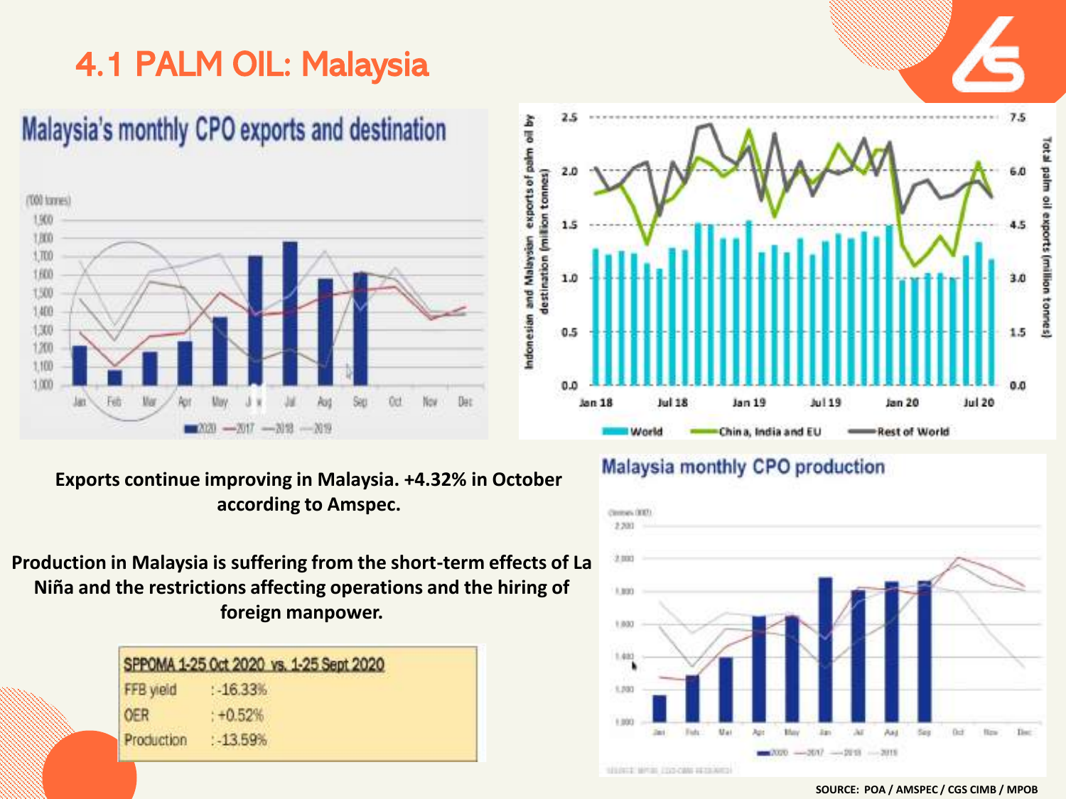# 4.1 PALM OIL: Malaysia

**Exports continue improving in Malaysia. +4.32% in October according to Amspec.**

**Production in Malaysia is suffering from the short-term effects of La Niña and the restrictions affecting operations and the hiring of foreign manpower.**

| SPPOMA 1-25 Oct 2020 vs. 1-25 Sept 2020 | |
|---|---|
| FFB yield | : -16.33% |
| OER | : +0.52% |
| Production | : -13.59% |

**SOURCE: POA / AMSPEC / CGS CIMB / MPOB**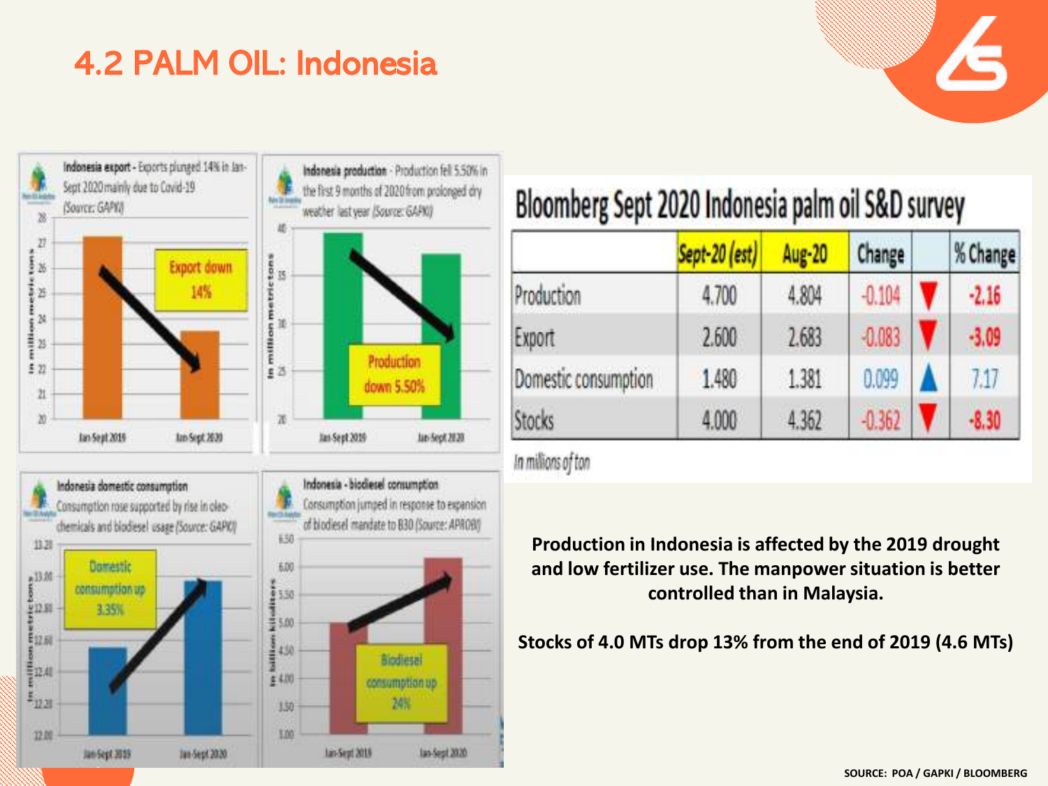# 4.2 PALM OIL: Indonesia

**Indonesia export** - Exports plunged 14% in Jan-Sept 2020 mainly due to Covid-19 *(Source: GAPKI)*

Export down 14%

**Indonesia production** - Production fell 5.50% in the first 9 months of 2020 from prolonged dry weather last year *(Source: GAPKI)*

Production down 5.50%

**Indonesia domestic consumption**
Consumption rose supported by rise in oleo-chemicals and biodiesel usage *(Source: GAPKI)*

Domestic consumption up 3.35%

**Indonesia - biodiesel consumption**
Consumption jumped in response to expansion of biodiesel mandate to B30 *(Source: APROBI)*

Biodiesel consumption up 24%

## Bloomberg Sept 2020 Indonesia palm oil S&D survey

| | Sept-20 (est) | Aug-20 | Change | | % Change |
|---|---|---|---|---|---|
| Production | 4.700 | 4.804 | -0.104 | ▼ | -2.16 |
| Export | 2.600 | 2.683 | -0.083 | ▼ | -3.09 |
| Domestic consumption | 1.480 | 1.381 | 0.099 | ▲ | 7.17 |
| Stocks | 4.000 | 4.362 | -0.362 | ▼ | -8.30 |

*In millions of ton*

**Production in Indonesia is affected by the 2019 drought and low fertilizer use. The manpower situation is better controlled than in Malaysia.**

**Stocks of 4.0 MTs drop 13% from the end of 2019 (4.6 MTs)**

SOURCE: POA / GAPKI / BLOOMBERG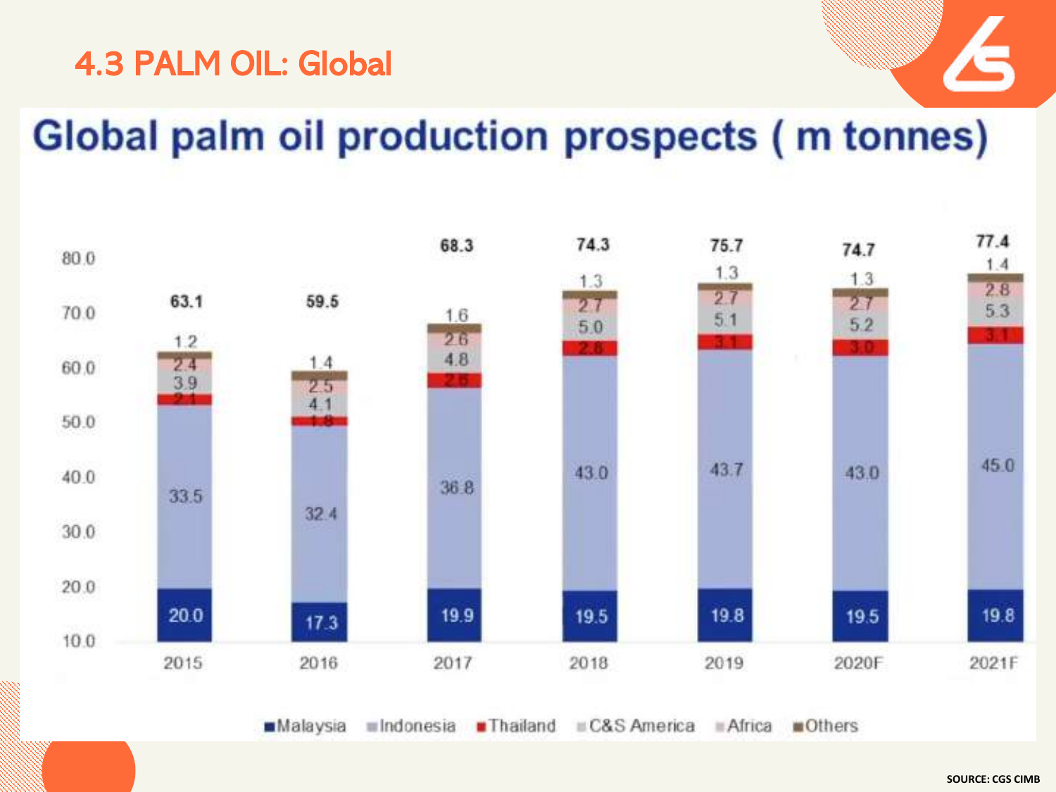# 4.3 PALM OIL: Global

## Global palm oil production prospects ( m tonnes)

| | 2015 | 2016 | 2017 | 2018 | 2019 | 2020F | 2021F |
|---|---|---|---|---|---|---|---|
| Malaysia | 20.0 | 17.3 | 19.9 | 19.5 | 19.8 | 19.5 | 19.8 |
| Indonesia | 33.5 | 32.4 | 36.8 | 43.0 | 43.7 | 43.0 | 45.0 |
| Thailand | 2.1 | 1.8 | 2.6 | 2.8 | 3.1 | 3.0 | 3.1 |
| C&S America | 3.9 | 4.1 | 4.8 | 5.0 | 5.1 | 5.2 | 5.3 |
| Africa | 2.4 | 2.5 | 2.6 | 2.7 | 2.7 | 2.7 | 2.8 |
| Others | 1.2 | 1.4 | 1.6 | 1.3 | 1.3 | 1.3 | 1.4 |
| Total | 63.1 | 59.5 | 68.3 | 74.3 | 75.7 | 74.7 | 77.4 |

SOURCE: CGS CIMB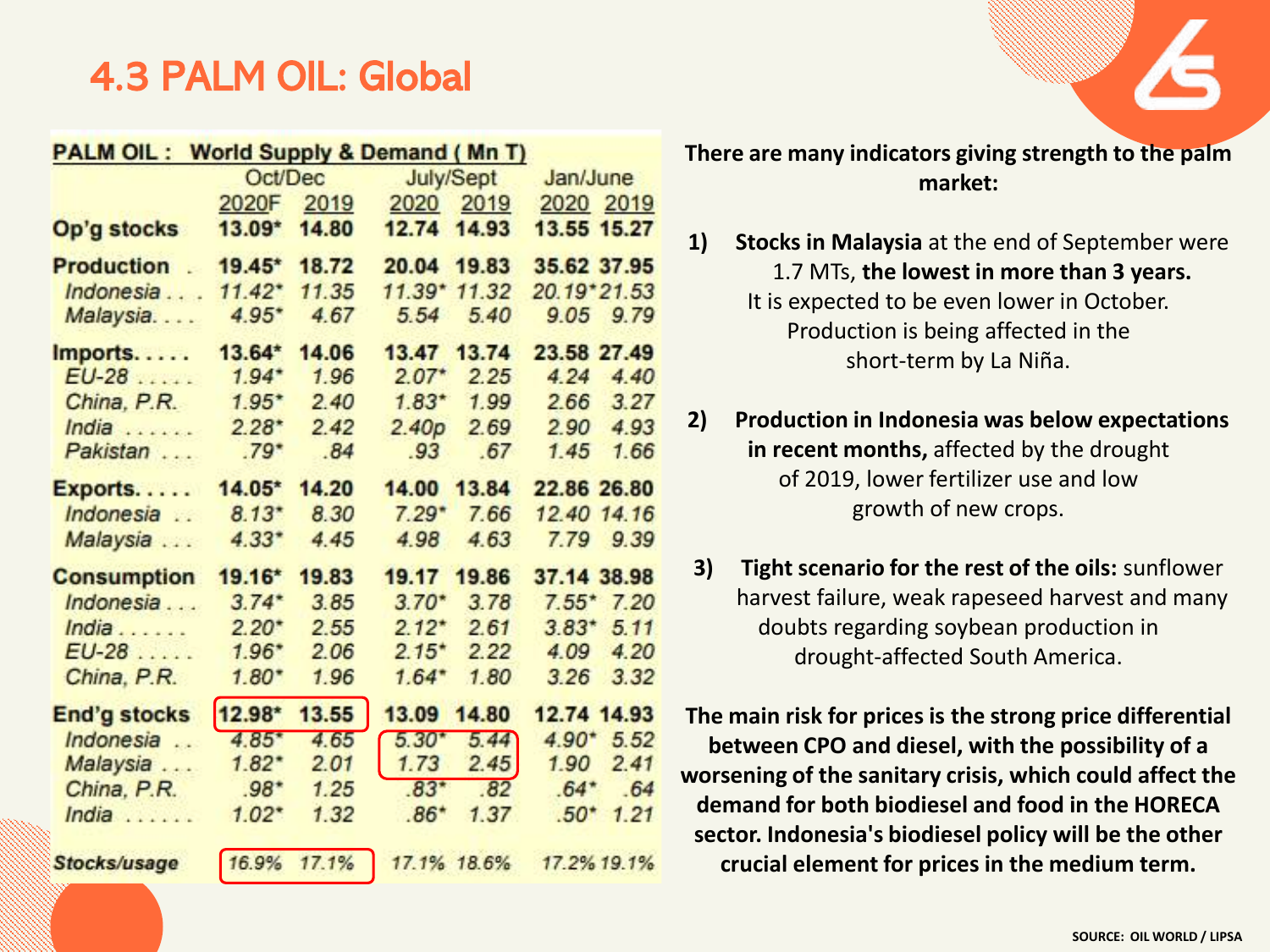# 4.3 PALM OIL: Global

| PALM OIL : World Supply & Demand ( Mn T) | Oct/Dec | | July/Sept | | Jan/June | |
|---|---|---|---|---|---|---|
| | 2020F | 2019 | 2020 | 2019 | 2020 | 2019 |
| **Op'g stocks** | **13.09*** | **14.80** | **12.74** | **14.93** | **13.55** | **15.27** |
| **Production** | **19.45*** | **18.72** | **20.04** | **19.83** | **35.62** | **37.95** |
| *Indonesia* | *11.42** | *11.35* | *11.39** | *11.32* | *20.19** | *21.53* |
| *Malaysia* | *4.95** | *4.67* | *5.54* | *5.40* | *9.05* | *9.79* |
| **Imports** | **13.64*** | **14.06** | **13.47** | **13.74** | **23.58** | **27.49** |
| *EU-28* | *1.94** | *1.96* | *2.07** | *2.25* | *4.24* | *4.40* |
| *China, P.R.* | *1.95** | *2.40* | *1.83** | *1.99* | *2.66* | *3.27* |
| *India* | *2.28** | *2.42* | *2.40p* | *2.69* | *2.90* | *4.93* |
| *Pakistan* | *.79** | *.84* | *.93* | *.67* | *1.45* | *1.66* |
| **Exports** | **14.05*** | **14.20** | **14.00** | **13.84** | **22.86** | **26.80** |
| *Indonesia* | *8.13** | *8.30* | *7.29** | *7.66* | *12.40* | *14.16* |
| *Malaysia* | *4.33** | *4.45* | *4.98* | *4.63* | *7.79* | *9.39* |
| **Consumption** | **19.16*** | **19.83** | **19.17** | **19.86** | **37.14** | **38.98** |
| *Indonesia* | *3.74** | *3.85* | *3.70** | *3.78* | *7.55** | *7.20* |
| *India* | *2.20** | *2.55* | *2.12** | *2.61* | *3.83** | *5.11* |
| *EU-28* | *1.96** | *2.06* | *2.15** | *2.22* | *4.09* | *4.20* |
| *China, P.R.* | *1.80** | *1.96* | *1.64** | *1.80* | *3.26* | *3.32* |
| **End'g stocks** | **12.98*** | **13.55** | **13.09** | **14.80** | **12.74** | **14.93** |
| *Indonesia* | *4.85** | *4.65* | *5.30** | *5.44* | *4.90** | *5.52* |
| *Malaysia* | *1.82** | *2.01* | *1.73* | *2.45* | *1.90* | *2.41* |
| *China, P.R.* | *.98** | *1.25* | *.83** | *.82* | *.64** | *.64* |
| *India* | *1.02** | *1.32* | *.86** | *1.37* | *.50** | *1.21* |
| ***Stocks/usage*** | *16.9%* | *17.1%* | *17.1%* | *18.6%* | *17.2%* | *19.1%* |

**There are many indicators giving strength to the palm market:**

1) **Stocks in Malaysia** at the end of September were 1.7 MTs, **the lowest in more than 3 years.** It is expected to be even lower in October. Production is being affected in the short-term by La Niña.

2) **Production in Indonesia was below expectations in recent months,** affected by the drought of 2019, lower fertilizer use and low growth of new crops.

3) **Tight scenario for the rest of the oils:** sunflower harvest failure, weak rapeseed harvest and many doubts regarding soybean production in drought-affected South America.

**The main risk for prices is the strong price differential between CPO and diesel, with the possibility of a worsening of the sanitary crisis, which could affect the demand for both biodiesel and food in the HORECA sector. Indonesia's biodiesel policy will be the other crucial element for prices in the medium term.**

SOURCE: OIL WORLD / LIPSA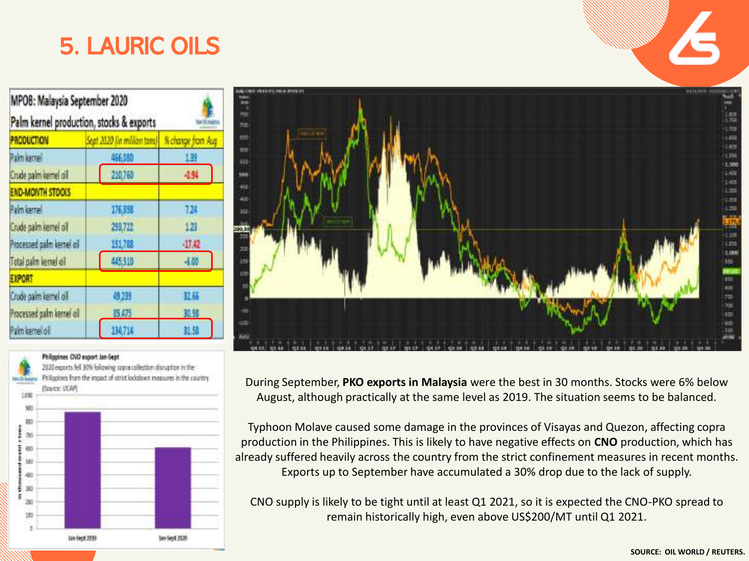# 5. LAURIC OILS

| MPOB: Malaysia September 2020 Palm kernel production, stocks & exports | | |
|---|---|---|
| PRODUCTION | Sept 2020 (in million tons) | % change from Aug |
| Palm kernel | 466,080 | 1.39 |
| Crude palm kernel oil | 210,760 | -0.94 |
| END-MONTH STOCKS | | |
| Palm kernel | 176,898 | 7.24 |
| Crude palm kernel oil | 293,722 | 1.23 |
| Processed palm kernel oil | 151,788 | -17.42 |
| Total palm kernel oil | 445,510 | -6.00 |
| EXPORT | | |
| Crude palm kernel oil | 49,239 | 32.66 |
| Processed palm kernel oil | 85,475 | 30.98 |
| Palm kernel oil | 134,714 | 31.58 |

**Philippines CNO export Jan-Sept**

2020 exports fell 30% following copra collection disruption in the Philippines from the impact of strict lockdown measures in the country (Source: UCAP)

During September, **PKO exports in Malaysia** were the best in 30 months. Stocks were 6% below August, although practically at the same level as 2019. The situation seems to be balanced.

Typhoon Molave caused some damage in the provinces of Visayas and Quezon, affecting copra production in the Philippines. This is likely to have negative effects on **CNO** production, which has already suffered heavily across the country from the strict confinement measures in recent months. Exports up to September have accumulated a 30% drop due to the lack of supply.

CNO supply is likely to be tight until at least Q1 2021, so it is expected the CNO-PKO spread to remain historically high, even above US$200/MT until Q1 2021.

SOURCE: OIL WORLD / REUTERS.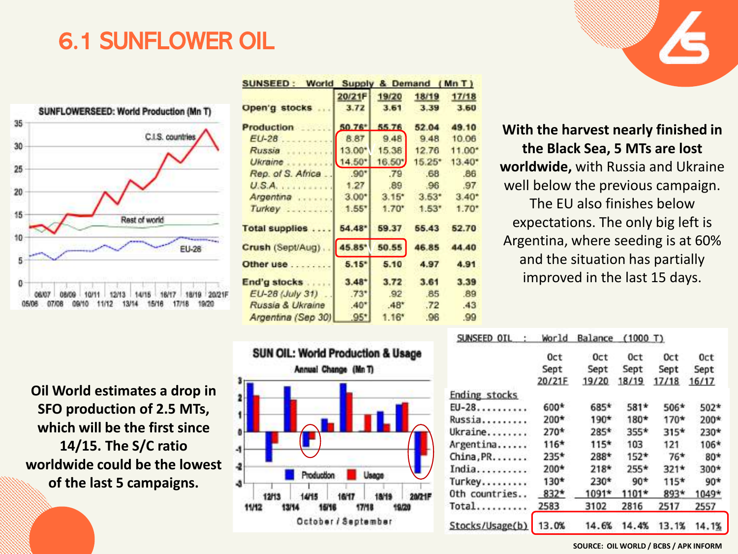# 6.1 SUNFLOWER OIL

**SUNSEED : World Supply & Demand (Mn T)**

| | 20/21F | 19/20 | 18/19 | 17/18 |
|---|---|---|---|---|
| Open'g stocks | 3.72 | 3.61 | 3.39 | 3.60 |
| Production | 50.76* | 55.76 | 52.04 | 49.10 |
| *EU-28* | 8.87 | 9.48 | 9.48 | 10.06 |
| *Russia* | 13.00* | 15.38 | 12.76 | 11.00* |
| *Ukraine* | 14.50* | 16.50* | 15.25* | 13.40* |
| *Rep. of S. Africa* | .90* | .79 | .68 | .86 |
| *U.S.A.* | 1.27 | .89 | .96 | .97 |
| *Argentina* | 3.00* | 3.15* | 3.53* | 3.40* |
| *Turkey* | 1.55* | 1.70* | 1.53* | 1.70* |
| Total supplies | 54.48* | 59.37 | 55.43 | 52.70 |
| Crush (Sept/Aug) | 45.85* | 50.55 | 46.85 | 44.40 |
| Other use | 5.15* | 5.10 | 4.97 | 4.91 |
| End'g stocks | 3.48* | 3.72 | 3.61 | 3.39 |
| *EU-28 (July 31)* | .73* | .92 | .85 | .89 |
| *Russia & Ukraine* | .40* | .48* | .72 | .43 |
| *Argentina (Sep 30)* | .95* | 1.16* | .96 | .99 |

**With the harvest nearly finished in the Black Sea, 5 MTs are lost worldwide,** with Russia and Ukraine well below the previous campaign. The EU also finishes below expectations. The only big left is Argentina, where seeding is at 60% and the situation has partially improved in the last 15 days.

**Oil World estimates a drop in SFO production of 2.5 MTs, which will be the first since 14/15. The S/C ratio worldwide could be the lowest of the last 5 campaigns.**

**SUNSEED OIL : World Balance (1000 T)**

| | Oct Sept 20/21F | Oct Sept 19/20 | Oct Sept 18/19 | Oct Sept 17/18 | Oct Sept 16/17 |
|---|---|---|---|---|---|
| Ending stocks | | | | | |
| EU-28 | 600* | 685* | 581* | 506* | 502* |
| Russia | 200* | 190* | 180* | 170* | 200* |
| Ukraine | 270* | 285* | 355* | 315* | 230* |
| Argentina | 116* | 115* | 103 | 121 | 106* |
| China, PR | 235* | 288* | 152* | 76* | 80* |
| India | 200* | 218* | 255* | 321* | 300* |
| Turkey | 130* | 230* | 90* | 115* | 90* |
| Oth countries | 832* | 1091* | 1101* | 893* | 1049* |
| Total | 2583 | 3102 | 2816 | 2517 | 2557 |
| Stocks/Usage(b) | 13.0% | 14.6% | 14.4% | 13.1% | 14.1% |

SOURCE: OIL WORLD / BCBS / APK INFORM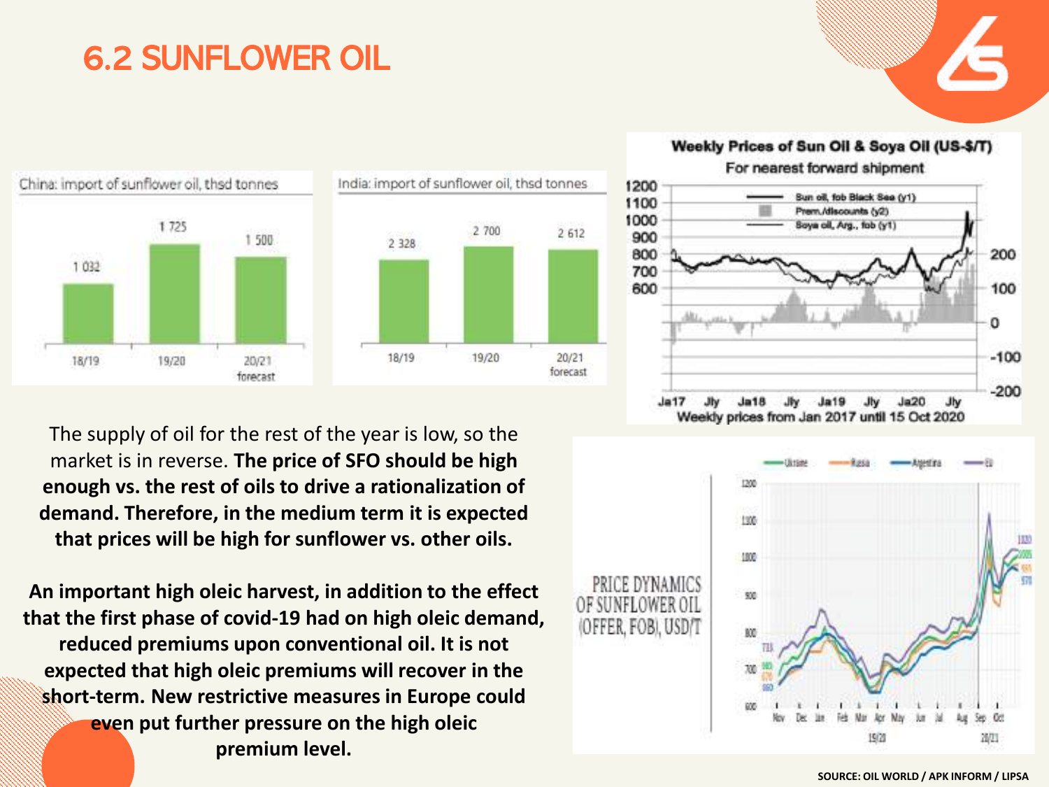# 6.2 SUNFLOWER OIL

China: import of sunflower oil, thsd tonnes

| 18/19 | 19/20 | 20/21 forecast |
|---|---|---|
| 1 032 | 1 725 | 1 500 |

India: import of sunflower oil, thsd tonnes

| 18/19 | 19/20 | 20/21 forecast |
|---|---|---|
| 2 328 | 2 700 | 2 612 |

**Weekly Prices of Sun Oil & Soya Oil (US-$/T)**
For nearest forward shipment

Weekly prices from Jan 2017 until 15 Oct 2020

The supply of oil for the rest of the year is low, so the market is in reverse. **The price of SFO should be high enough vs. the rest of oils to drive a rationalization of demand. Therefore, in the medium term it is expected that prices will be high for sunflower vs. other oils.**

**An important high oleic harvest, in addition to the effect that the first phase of covid-19 had on high oleic demand, reduced premiums upon conventional oil. It is not expected that high oleic premiums will recover in the short-term. New restrictive measures in Europe could even put further pressure on the high oleic premium level.**

PRICE DYNAMICS OF SUNFLOWER OIL (OFFER, FOB), USD/T

SOURCE: OIL WORLD / APK INFORM / LIPSA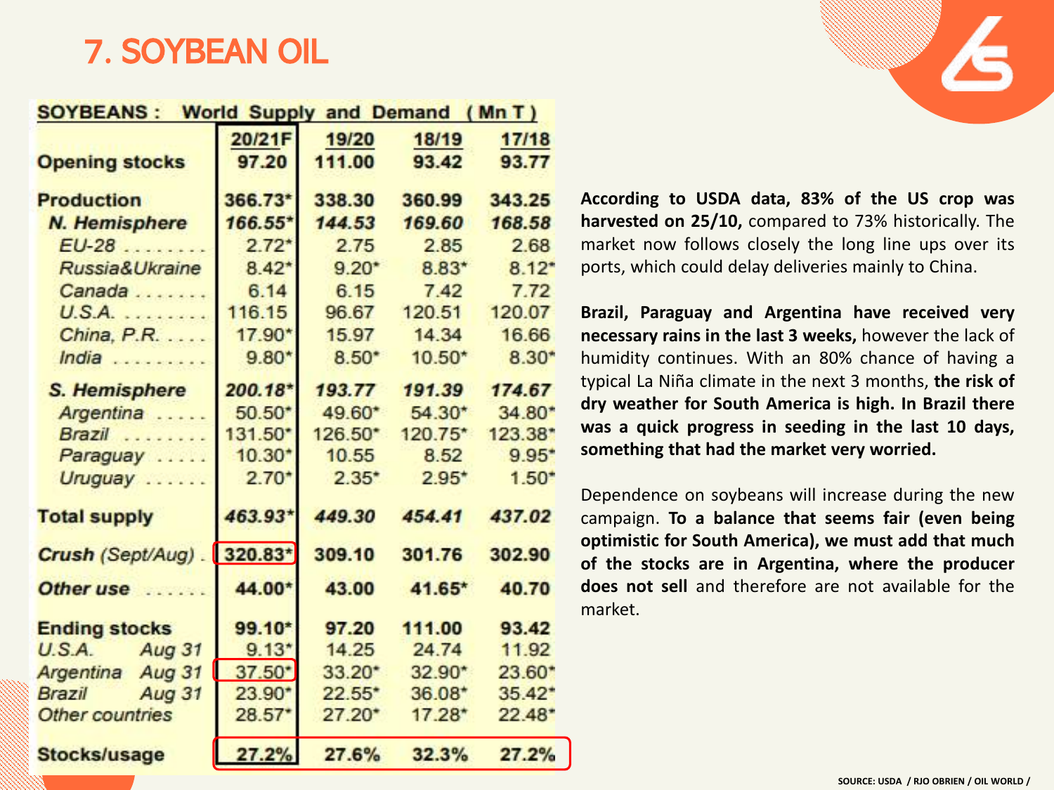# 7. SOYBEAN OIL

**SOYBEANS : World Supply and Demand ( Mn T )**

| | 20/21F | 19/20 | 18/19 | 17/18 |
|---|---|---|---|---|
| **Opening stocks** | 97.20 | 111.00 | 93.42 | 93.77 |
| **Production** | 366.73* | 338.30 | 360.99 | 343.25 |
| ***N. Hemisphere*** | *166.55** | *144.53* | *169.60* | *168.58* |
| *EU-28* | 2.72* | 2.75 | 2.85 | 2.68 |
| *Russia&Ukraine* | 8.42* | 9.20* | 8.83* | 8.12* |
| *Canada* | 6.14 | 6.15 | 7.42 | 7.72 |
| *U.S.A.* | 116.15 | 96.67 | 120.51 | 120.07 |
| *China, P.R.* | 17.90* | 15.97 | 14.34 | 16.66 |
| *India* | 9.80* | 8.50* | 10.50* | 8.30* |
| ***S. Hemisphere*** | *200.18** | *193.77* | *191.39* | *174.67* |
| *Argentina* | 50.50* | 49.60* | 54.30* | 34.80* |
| *Brazil* | 131.50* | 126.50* | 120.75* | 123.38* |
| *Paraguay* | 10.30* | 10.55 | 8.52 | 9.95* |
| *Uruguay* | 2.70* | 2.35* | 2.95* | 1.50* |
| **Total supply** | *463.93** | *449.30* | *454.41* | *437.02* |
| ***Crush** (Sept/Aug)* | 320.83* | 309.10 | 301.76 | 302.90 |
| ***Other use*** | 44.00* | 43.00 | 41.65* | 40.70 |
| **Ending stocks** | 99.10* | 97.20 | 111.00 | 93.42 |
| *U.S.A. Aug 31* | 9.13* | 14.25 | 24.74 | 11.92 |
| *Argentina Aug 31* | 37.50* | 33.20* | 32.90* | 23.60* |
| *Brazil Aug 31* | 23.90* | 22.55* | 36.08* | 35.42* |
| *Other countries* | 28.57* | 27.20* | 17.28* | 22.48* |
| **Stocks/usage** | 27.2% | 27.6% | 32.3% | 27.2% |

**According to USDA data, 83% of the US crop was harvested on 25/10,** compared to 73% historically. The market now follows closely the long line ups over its ports, which could delay deliveries mainly to China.

**Brazil, Paraguay and Argentina have received very necessary rains in the last 3 weeks,** however the lack of humidity continues. With an 80% chance of having a typical La Niña climate in the next 3 months, **the risk of dry weather for South America is high. In Brazil there was a quick progress in seeding in the last 10 days, something that had the market very worried.**

Dependence on soybeans will increase during the new campaign. **To a balance that seems fair (even being optimistic for South America), we must add that much of the stocks are in Argentina, where the producer does not sell** and therefore are not available for the market.

SOURCE: USDA / RJO OBRIEN / OIL WORLD /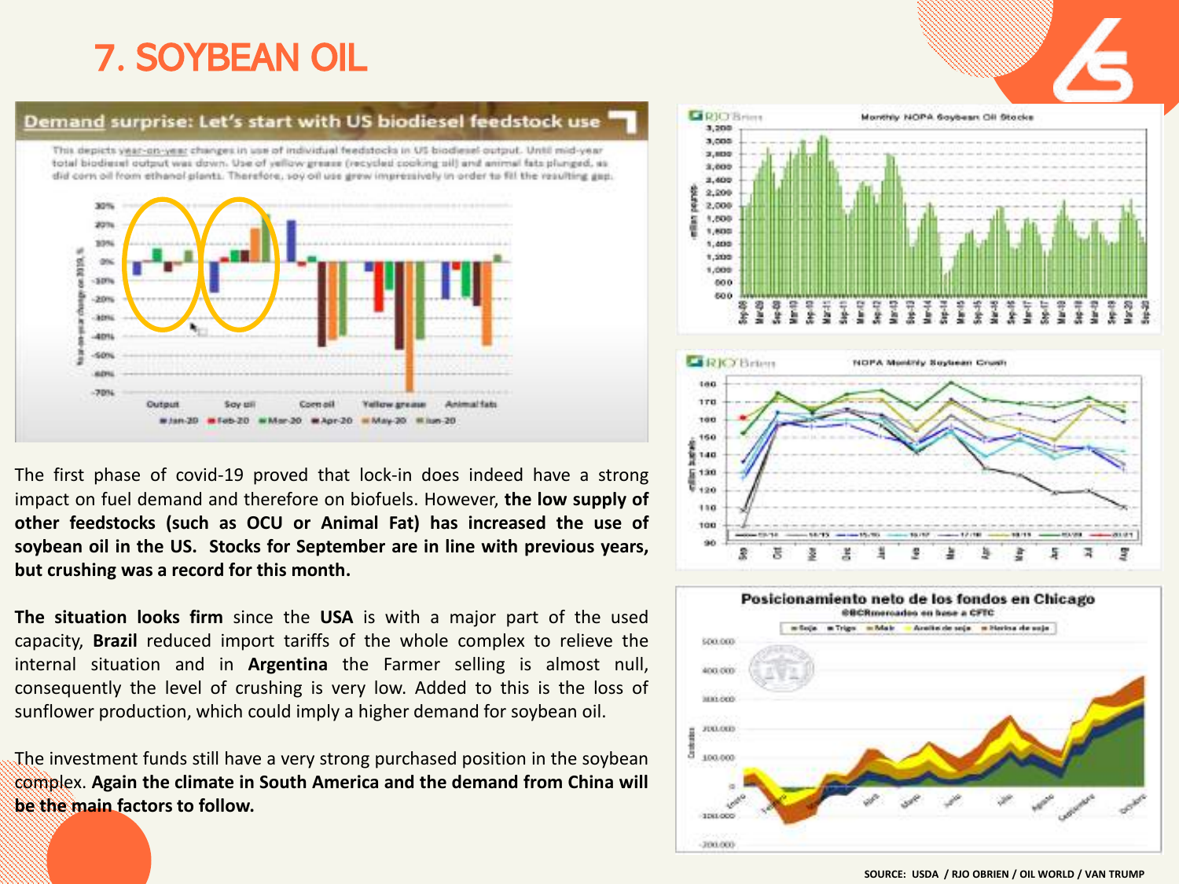# 7. SOYBEAN OIL

The first phase of covid-19 proved that lock-in does indeed have a strong impact on fuel demand and therefore on biofuels. However, **the low supply of other feedstocks (such as OCU or Animal Fat) has increased the use of soybean oil in the US. Stocks for September are in line with previous years, but crushing was a record for this month.**

**The situation looks firm** since the **USA** is with a major part of the used capacity, **Brazil** reduced import tariffs of the whole complex to relieve the internal situation and in **Argentina** the Farmer selling is almost null, consequently the level of crushing is very low. Added to this is the loss of sunflower production, which could imply a higher demand for soybean oil.

The investment funds still have a very strong purchased position in the soybean complex. **Again the climate in South America and the demand from China will be the main factors to follow.**

SOURCE: USDA / RJO OBRIEN / OIL WORLD / VAN TRUMP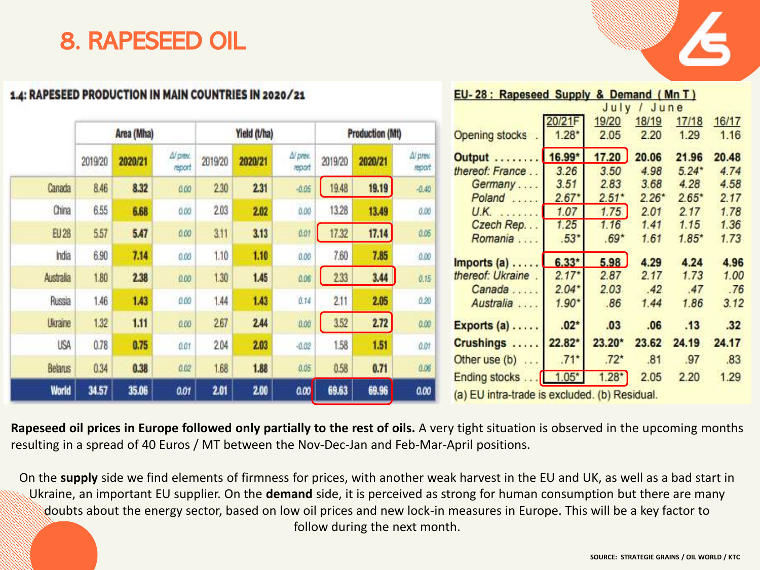# 8. RAPESEED OIL

**1.4: RAPESEED PRODUCTION IN MAIN COUNTRIES IN 2020/21**

| | Area (Mha) | | | Yield (t/ha) | | | Production (Mt) | | |
|---|---|---|---|---|---|---|---|---|---|
| | 2019/20 | 2020/21 | Δ/ prev. report | 2019/20 | 2020/21 | Δ/ prev. report | 2019/20 | 2020/21 | Δ/ prev. report |
| Canada | 8.46 | 8.32 | 0.00 | 2.30 | 2.31 | -0.05 | 19.48 | 19.19 | -0.40 |
| China | 6.55 | 6.68 | 0.00 | 2.03 | 2.02 | 0.00 | 13.28 | 13.49 | 0.00 |
| EU 28 | 5.57 | 5.47 | 0.00 | 3.11 | 3.13 | 0.01 | 17.32 | 17.14 | 0.05 |
| India | 6.90 | 7.14 | 0.00 | 1.10 | 1.10 | 0.00 | 7.60 | 7.85 | 0.00 |
| Australia | 1.80 | 2.38 | 0.00 | 1.30 | 1.45 | 0.06 | 2.33 | 3.44 | 0.15 |
| Russia | 1.46 | 1.43 | 0.00 | 1.44 | 1.43 | 0.14 | 2.11 | 2.05 | 0.20 |
| Ukraine | 1.32 | 1.11 | 0.00 | 2.67 | 2.44 | 0.00 | 3.52 | 2.72 | 0.00 |
| USA | 0.78 | 0.75 | 0.01 | 2.04 | 2.03 | -0.02 | 1.58 | 1.51 | 0.01 |
| Belarus | 0.34 | 0.38 | 0.02 | 1.68 | 1.88 | 0.05 | 0.58 | 0.71 | 0.06 |
| World | 34.57 | 35.06 | 0.01 | 2.01 | 2.00 | 0.00 | 69.63 | 69.96 | 0.00 |

**EU-28 : Rapeseed Supply & Demand ( Mn T )**
July / June

| | 20/21F | 19/20 | 18/19 | 17/18 | 16/17 |
|---|---|---|---|---|---|
| Opening stocks | 1.28* | 2.05 | 2.20 | 1.29 | 1.16 |
| **Output** | **16.99*** | **17.20** | **20.06** | **21.96** | **20.48** |
| *thereof: France* | 3.26 | 3.50 | 4.98 | 5.24* | 4.74 |
| *Germany* | 3.51 | 2.83 | 3.68 | 4.28 | 4.58 |
| *Poland* | 2.67* | 2.51* | 2.26* | 2.65* | 2.17 |
| *U.K.* | 1.07 | 1.75 | 2.01 | 2.17 | 1.78 |
| *Czech Rep.* | 1.25 | 1.16 | 1.41 | 1.15 | 1.36 |
| *Romania* | .53* | .69* | 1.61 | 1.85* | 1.73 |
| **Imports (a)** | **6.33*** | **5.98** | **4.29** | **4.24** | **4.96** |
| *thereof: Ukraine* | 2.17* | 2.87 | 2.17 | 1.73 | 1.00 |
| *Canada* | 2.04* | 2.03 | .42 | .47 | .76 |
| *Australia* | 1.90* | .86 | 1.44 | 1.86 | 3.12 |
| **Exports (a)** | **.02*** | **.03** | **.06** | **.13** | **.32** |
| **Crushings** | **22.82*** | **23.20*** | **23.62** | **24.19** | **24.17** |
| Other use (b) | .71* | .72* | .81 | .97 | .83 |
| Ending stocks | 1.05* | 1.28* | 2.05 | 2.20 | 1.29 |

(a) EU intra-trade is excluded. (b) Residual.

**Rapeseed oil prices in Europe followed only partially to the rest of oils.** A very tight situation is observed in the upcoming months resulting in a spread of 40 Euros / MT between the Nov-Dec-Jan and Feb-Mar-April positions.

On the **supply** side we find elements of firmness for prices, with another weak harvest in the EU and UK, as well as a bad start in Ukraine, an important EU supplier. On the **demand** side, it is perceived as strong for human consumption but there are many doubts about the energy sector, based on low oil prices and new lock-in measures in Europe. This will be a key factor to follow during the next month.

SOURCE: STRATEGIE GRAINS / OIL WORLD / KTC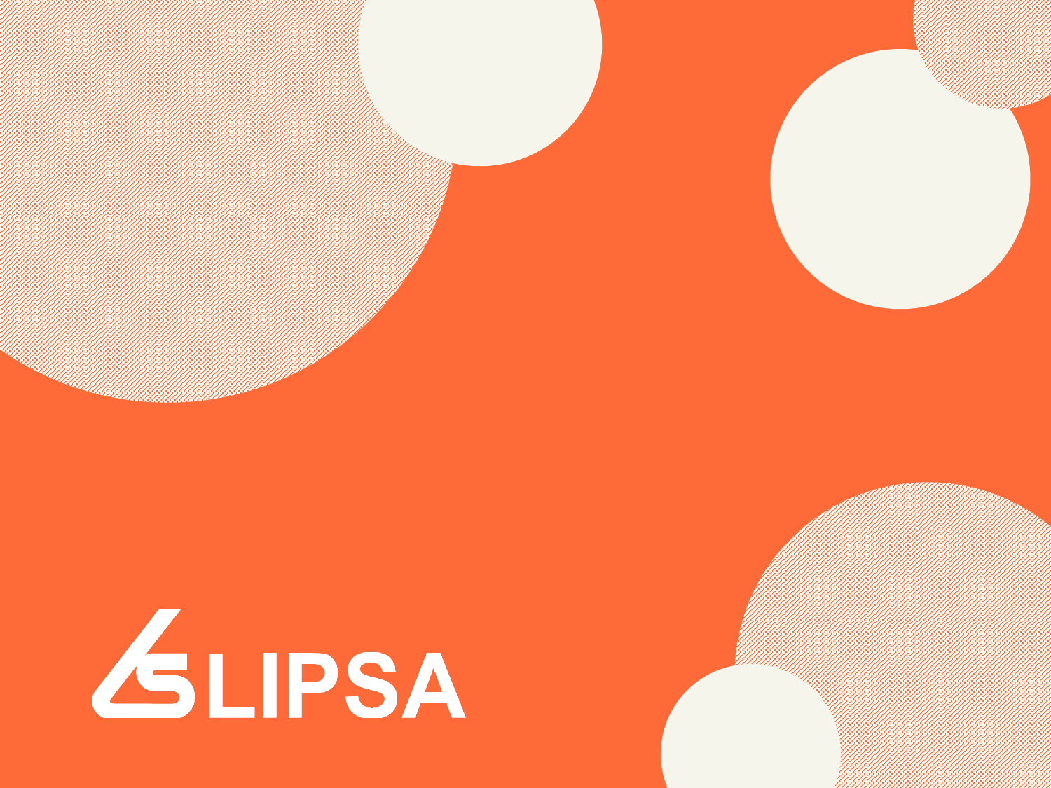SLIPSA